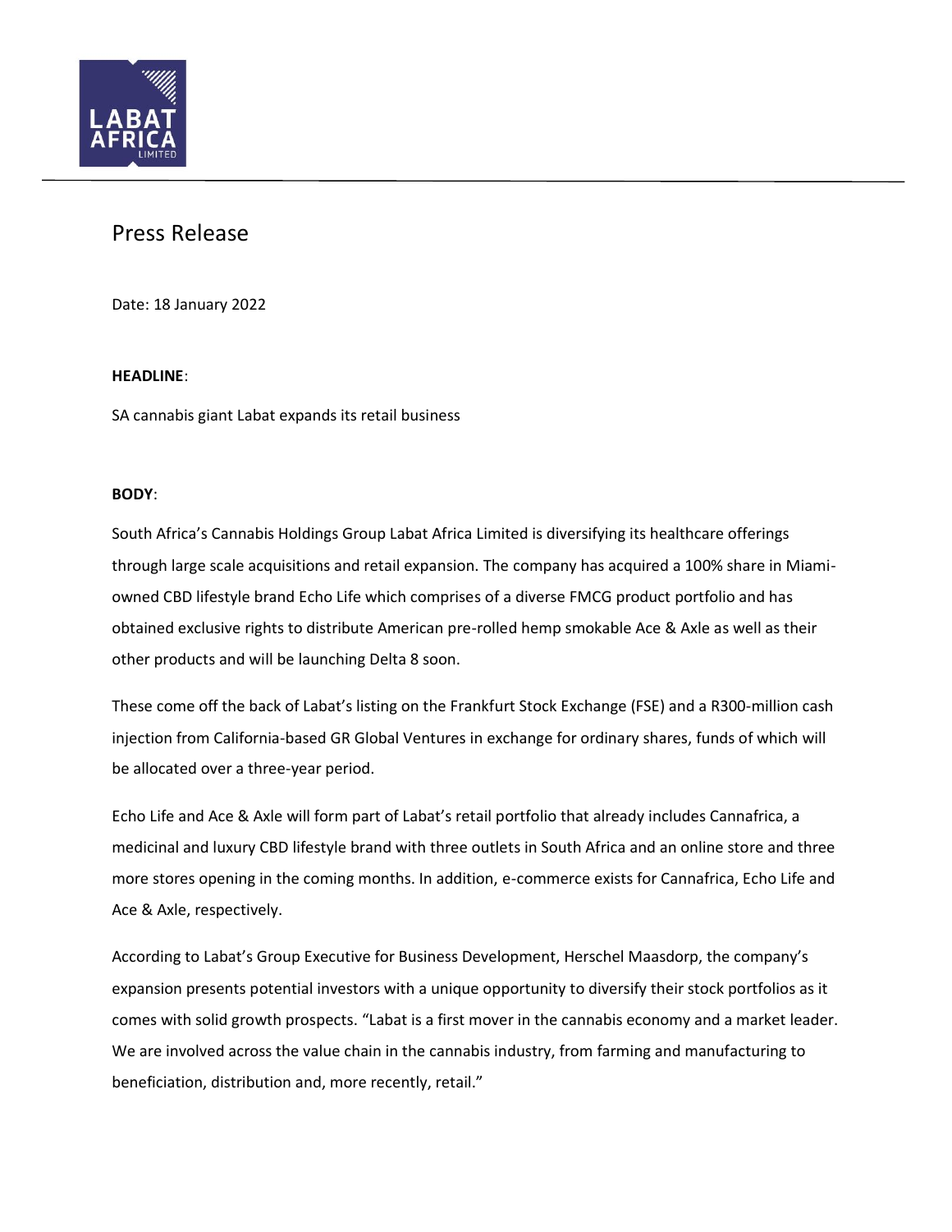# Press Release

Date: 18 January 2022

**HEADLINE**:

SA cannabis giant Labat expands its retail business

**BODY**:

South Africa's Cannabis Holdings Group Labat Africa Limited is diversifying its healthcare offerings through large scale acquisitions and retail expansion. The company has acquired a 100% share in Miami-owned CBD lifestyle brand Echo Life which comprises of a diverse FMCG product portfolio and has obtained exclusive rights to distribute American pre-rolled hemp smokable Ace & Axle as well as their other products and will be launching Delta 8 soon.

These come off the back of Labat's listing on the Frankfurt Stock Exchange (FSE) and a R300-million cash injection from California-based GR Global Ventures in exchange for ordinary shares, funds of which will be allocated over a three-year period.

Echo Life and Ace & Axle will form part of Labat's retail portfolio that already includes Cannafrica, a medicinal and luxury CBD lifestyle brand with three outlets in South Africa and an online store and three more stores opening in the coming months. In addition, e-commerce exists for Cannafrica, Echo Life and Ace & Axle, respectively.

According to Labat's Group Executive for Business Development, Herschel Maasdorp, the company's expansion presents potential investors with a unique opportunity to diversify their stock portfolios as it comes with solid growth prospects. "Labat is a first mover in the cannabis economy and a market leader. We are involved across the value chain in the cannabis industry, from farming and manufacturing to beneficiation, distribution and, more recently, retail."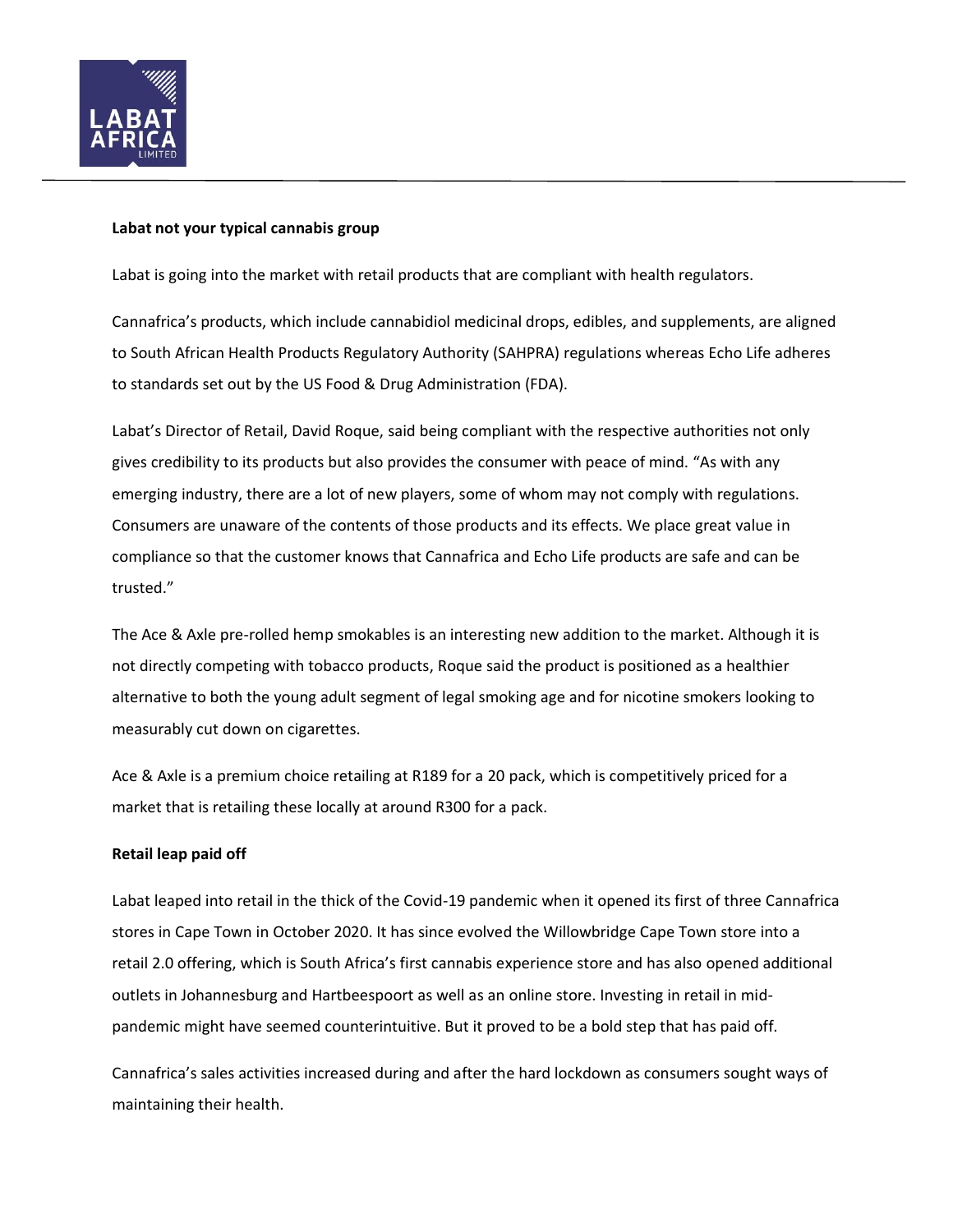**Labat not your typical cannabis group**

Labat is going into the market with retail products that are compliant with health regulators.

Cannafrica's products, which include cannabidiol medicinal drops, edibles, and supplements, are aligned to South African Health Products Regulatory Authority (SAHPRA) regulations whereas Echo Life adheres to standards set out by the US Food & Drug Administration (FDA).

Labat's Director of Retail, David Roque, said being compliant with the respective authorities not only gives credibility to its products but also provides the consumer with peace of mind. "As with any emerging industry, there are a lot of new players, some of whom may not comply with regulations. Consumers are unaware of the contents of those products and its effects. We place great value in compliance so that the customer knows that Cannafrica and Echo Life products are safe and can be trusted."

The Ace & Axle pre-rolled hemp smokables is an interesting new addition to the market. Although it is not directly competing with tobacco products, Roque said the product is positioned as a healthier alternative to both the young adult segment of legal smoking age and for nicotine smokers looking to measurably cut down on cigarettes.

Ace & Axle is a premium choice retailing at R189 for a 20 pack, which is competitively priced for a market that is retailing these locally at around R300 for a pack.

**Retail leap paid off**

Labat leaped into retail in the thick of the Covid-19 pandemic when it opened its first of three Cannafrica stores in Cape Town in October 2020. It has since evolved the Willowbridge Cape Town store into a retail 2.0 offering, which is South Africa's first cannabis experience store and has also opened additional outlets in Johannesburg and Hartbeespoort as well as an online store. Investing in retail in mid-pandemic might have seemed counterintuitive. But it proved to be a bold step that has paid off.

Cannafrica's sales activities increased during and after the hard lockdown as consumers sought ways of maintaining their health.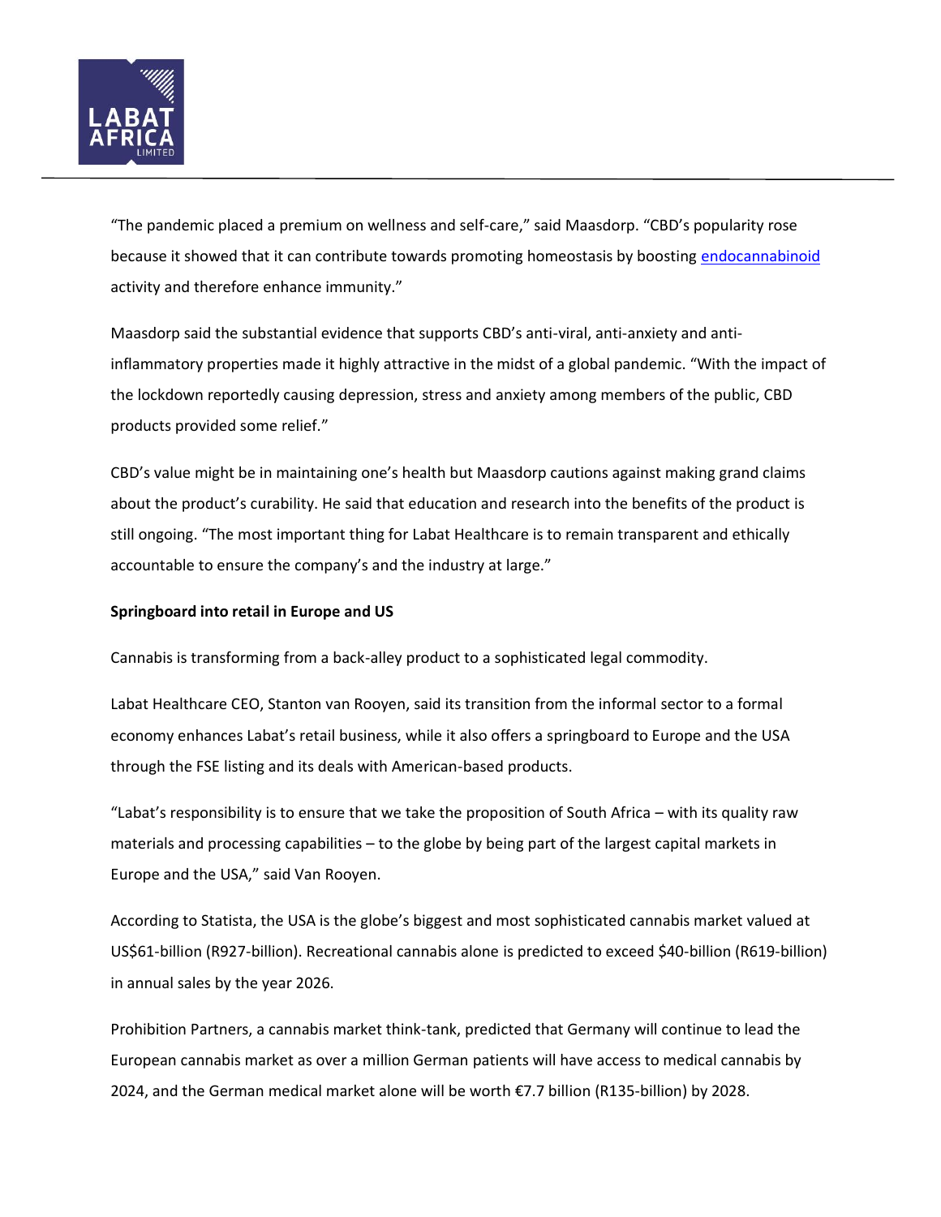“The pandemic placed a premium on wellness and self-care,” said Maasdorp. “CBD’s popularity rose because it showed that it can contribute towards promoting homeostasis by boosting endocannabinoid activity and therefore enhance immunity.”

Maasdorp said the substantial evidence that supports CBD’s anti-viral, anti-anxiety and anti-inflammatory properties made it highly attractive in the midst of a global pandemic. “With the impact of the lockdown reportedly causing depression, stress and anxiety among members of the public, CBD products provided some relief.”

CBD’s value might be in maintaining one’s health but Maasdorp cautions against making grand claims about the product’s curability. He said that education and research into the benefits of the product is still ongoing. “The most important thing for Labat Healthcare is to remain transparent and ethically accountable to ensure the company’s and the industry at large.”

**Springboard into retail in Europe and US**

Cannabis is transforming from a back-alley product to a sophisticated legal commodity.

Labat Healthcare CEO, Stanton van Rooyen, said its transition from the informal sector to a formal economy enhances Labat’s retail business, while it also offers a springboard to Europe and the USA through the FSE listing and its deals with American-based products.

“Labat’s responsibility is to ensure that we take the proposition of South Africa – with its quality raw materials and processing capabilities – to the globe by being part of the largest capital markets in Europe and the USA,” said Van Rooyen.

According to Statista, the USA is the globe’s biggest and most sophisticated cannabis market valued at US$61-billion (R927-billion). Recreational cannabis alone is predicted to exceed $40-billion (R619-billion) in annual sales by the year 2026.

Prohibition Partners, a cannabis market think-tank, predicted that Germany will continue to lead the European cannabis market as over a million German patients will have access to medical cannabis by 2024, and the German medical market alone will be worth €7.7 billion (R135-billion) by 2028.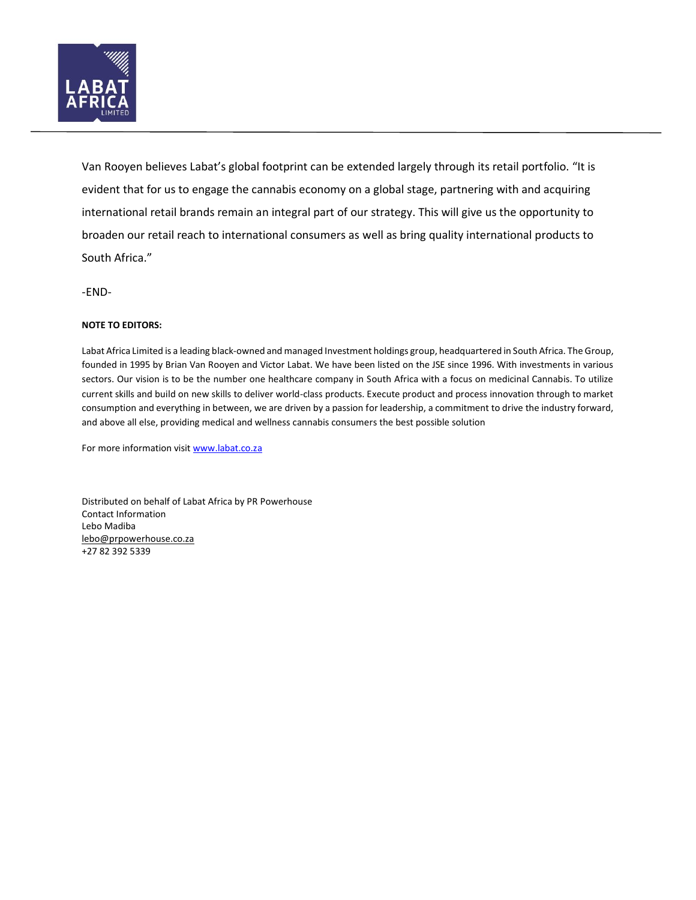Van Rooyen believes Labat's global footprint can be extended largely through its retail portfolio. "It is evident that for us to engage the cannabis economy on a global stage, partnering with and acquiring international retail brands remain an integral part of our strategy. This will give us the opportunity to broaden our retail reach to international consumers as well as bring quality international products to South Africa."

-END-

**NOTE TO EDITORS:**

Labat Africa Limited is a leading black-owned and managed Investment holdings group, headquartered in South Africa. The Group, founded in 1995 by Brian Van Rooyen and Victor Labat. We have been listed on the JSE since 1996. With investments in various sectors. Our vision is to be the number one healthcare company in South Africa with a focus on medicinal Cannabis. To utilize current skills and build on new skills to deliver world-class products. Execute product and process innovation through to market consumption and everything in between, we are driven by a passion for leadership, a commitment to drive the industry forward, and above all else, providing medical and wellness cannabis consumers the best possible solution

For more information visit [www.labat.co.za](http://www.labat.co.za)

Distributed on behalf of Labat Africa by PR Powerhouse
Contact Information
Lebo Madiba
lebo@prpowerhouse.co.za
+27 82 392 5339